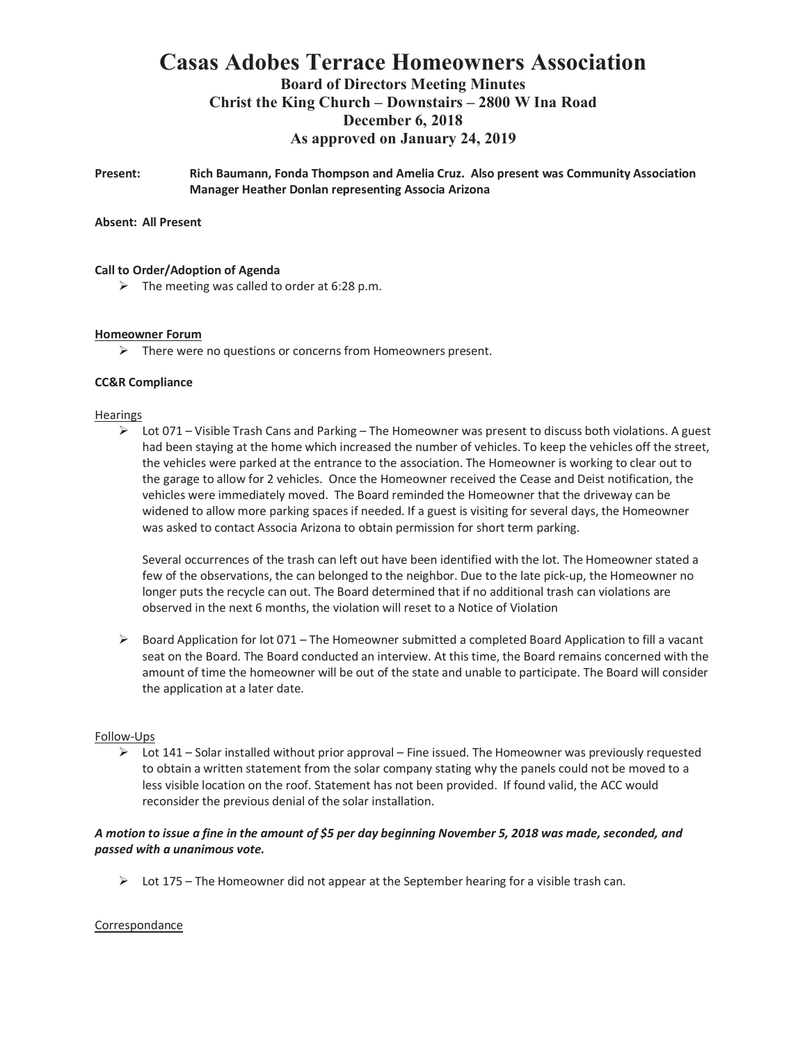# Casas Adobes Terrace Homeowners Association

## Board of Directors Meeting Minutes
## Christ the King Church – Downstairs – 2800 W Ina Road
## December 6, 2018
## As approved on January 24, 2019

**Present:** **Rich Baumann, Fonda Thompson and Amelia Cruz. Also present was Community Association Manager Heather Donlan representing Associa Arizona**

**Absent: All Present**

**Call to Order/Adoption of Agenda**

- The meeting was called to order at 6:28 p.m.

**Homeowner Forum**

- There were no questions or concerns from Homeowners present.

**CC&R Compliance**

Hearings

- Lot 071 – Visible Trash Cans and Parking – The Homeowner was present to discuss both violations. A guest had been staying at the home which increased the number of vehicles. To keep the vehicles off the street, the vehicles were parked at the entrance to the association. The Homeowner is working to clear out to the garage to allow for 2 vehicles. Once the Homeowner received the Cease and Deist notification, the vehicles were immediately moved. The Board reminded the Homeowner that the driveway can be widened to allow more parking spaces if needed. If a guest is visiting for several days, the Homeowner was asked to contact Associa Arizona to obtain permission for short term parking.

  Several occurrences of the trash can left out have been identified with the lot. The Homeowner stated a few of the observations, the can belonged to the neighbor. Due to the late pick-up, the Homeowner no longer puts the recycle can out. The Board determined that if no additional trash can violations are observed in the next 6 months, the violation will reset to a Notice of Violation

- Board Application for lot 071 – The Homeowner submitted a completed Board Application to fill a vacant seat on the Board. The Board conducted an interview. At this time, the Board remains concerned with the amount of time the homeowner will be out of the state and unable to participate. The Board will consider the application at a later date.

Follow-Ups

- Lot 141 – Solar installed without prior approval – Fine issued. The Homeowner was previously requested to obtain a written statement from the solar company stating why the panels could not be moved to a less visible location on the roof. Statement has not been provided. If found valid, the ACC would reconsider the previous denial of the solar installation.

***A motion to issue a fine in the amount of $5 per day beginning November 5, 2018 was made, seconded, and passed with a unanimous vote.***

- Lot 175 – The Homeowner did not appear at the September hearing for a visible trash can.

Correspondance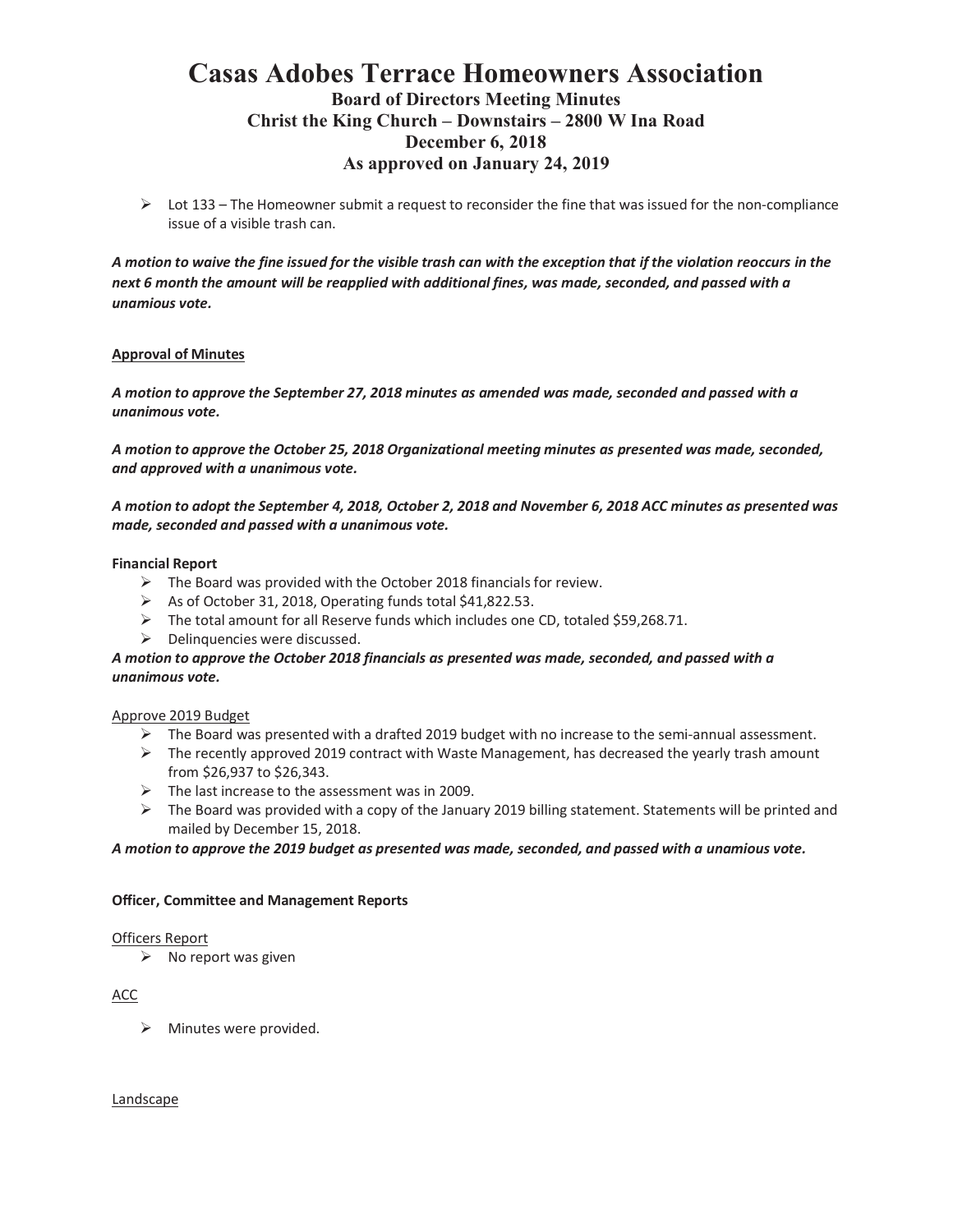# Casas Adobes Terrace Homeowners Association

## Board of Directors Meeting Minutes
## Christ the King Church – Downstairs – 2800 W Ina Road
## December 6, 2018
## As approved on January 24, 2019

- Lot 133 – The Homeowner submit a request to reconsider the fine that was issued for the non-compliance issue of a visible trash can.

***A motion to waive the fine issued for the visible trash can with the exception that if the violation reoccurs in the next 6 month the amount will be reapplied with additional fines, was made, seconded, and passed with a unamious vote.***

<u>**Approval of Minutes**</u>

***A motion to approve the September 27, 2018 minutes as amended was made, seconded and passed with a unanimous vote.***

***A motion to approve the October 25, 2018 Organizational meeting minutes as presented was made, seconded, and approved with a unanimous vote.***

***A motion to adopt the September 4, 2018, October 2, 2018 and November 6, 2018 ACC minutes as presented was made, seconded and passed with a unanimous vote.***

**Financial Report**

- The Board was provided with the October 2018 financials for review.
- As of October 31, 2018, Operating funds total $41,822.53.
- The total amount for all Reserve funds which includes one CD, totaled $59,268.71.
- Delinquencies were discussed.

***A motion to approve the October 2018 financials as presented was made, seconded, and passed with a unanimous vote.***

<u>Approve 2019 Budget</u>

- The Board was presented with a drafted 2019 budget with no increase to the semi-annual assessment.
- The recently approved 2019 contract with Waste Management, has decreased the yearly trash amount from $26,937 to $26,343.
- The last increase to the assessment was in 2009.
- The Board was provided with a copy of the January 2019 billing statement. Statements will be printed and mailed by December 15, 2018.

***A motion to approve the 2019 budget as presented was made, seconded, and passed with a unamious vote.***

**Officer, Committee and Management Reports**

<u>Officers Report</u>

- No report was given

<u>ACC</u>

- Minutes were provided.

<u>Landscape</u>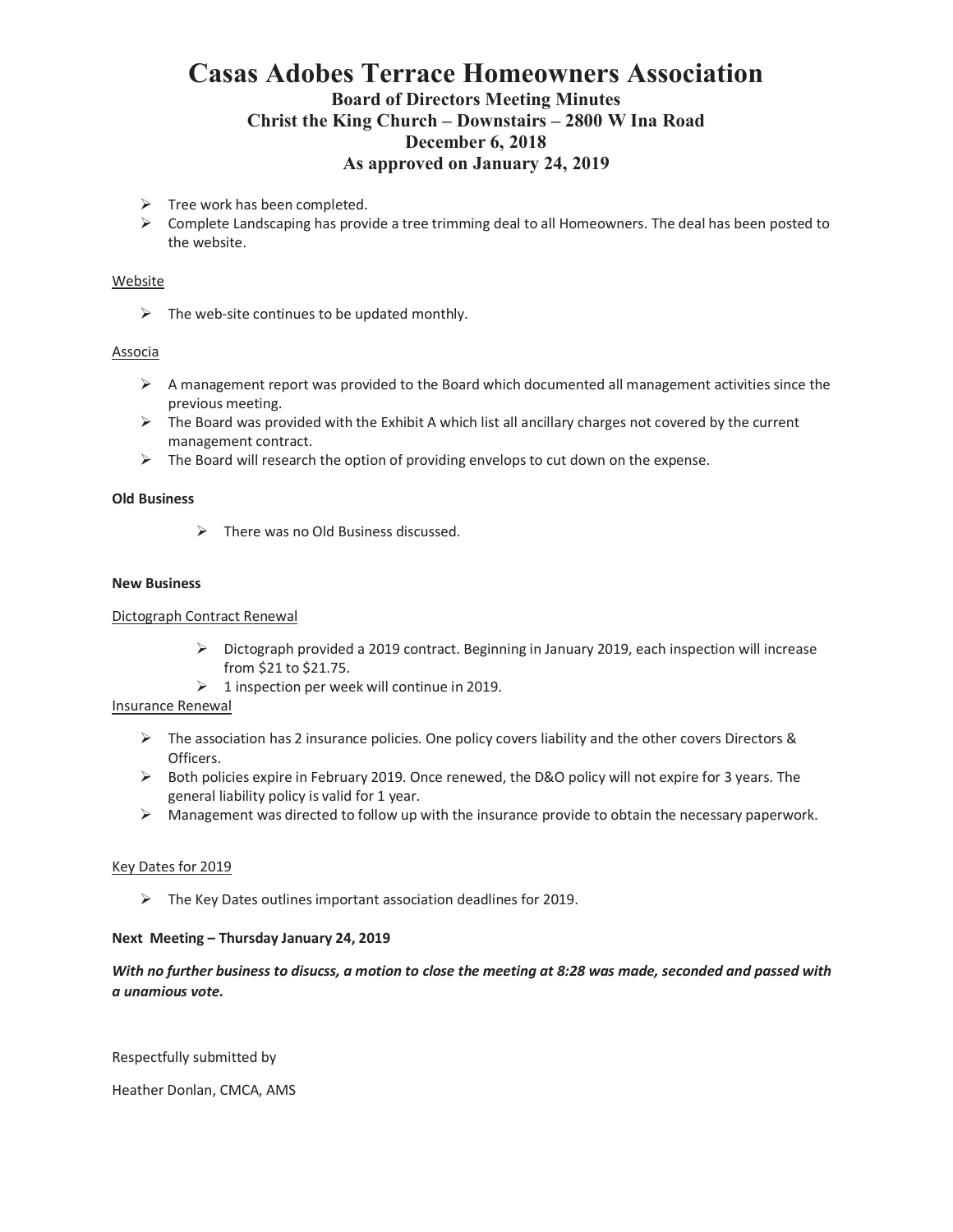# Casas Adobes Terrace Homeowners Association

## Board of Directors Meeting Minutes
## Christ the King Church – Downstairs – 2800 W Ina Road
## December 6, 2018
## As approved on January 24, 2019

- Tree work has been completed.
- Complete Landscaping has provide a tree trimming deal to all Homeowners. The deal has been posted to the website.

<u>Website</u>

- The web-site continues to be updated monthly.

<u>Associa</u>

- A management report was provided to the Board which documented all management activities since the previous meeting.
- The Board was provided with the Exhibit A which list all ancillary charges not covered by the current management contract.
- The Board will research the option of providing envelops to cut down on the expense.

**Old Business**

- There was no Old Business discussed.

**New Business**

<u>Dictograph Contract Renewal</u>

- Dictograph provided a 2019 contract. Beginning in January 2019, each inspection will increase from $21 to $21.75.
- 1 inspection per week will continue in 2019.

<u>Insurance Renewal</u>

- The association has 2 insurance policies. One policy covers liability and the other covers Directors & Officers.
- Both policies expire in February 2019. Once renewed, the D&O policy will not expire for 3 years. The general liability policy is valid for 1 year.
- Management was directed to follow up with the insurance provide to obtain the necessary paperwork.

<u>Key Dates for 2019</u>

- The Key Dates outlines important association deadlines for 2019.

**Next Meeting – Thursday January 24, 2019**

***With no further business to disucss, a motion to close the meeting at 8:28 was made, seconded and passed with a unamious vote.***

Respectfully submitted by

Heather Donlan, CMCA, AMS